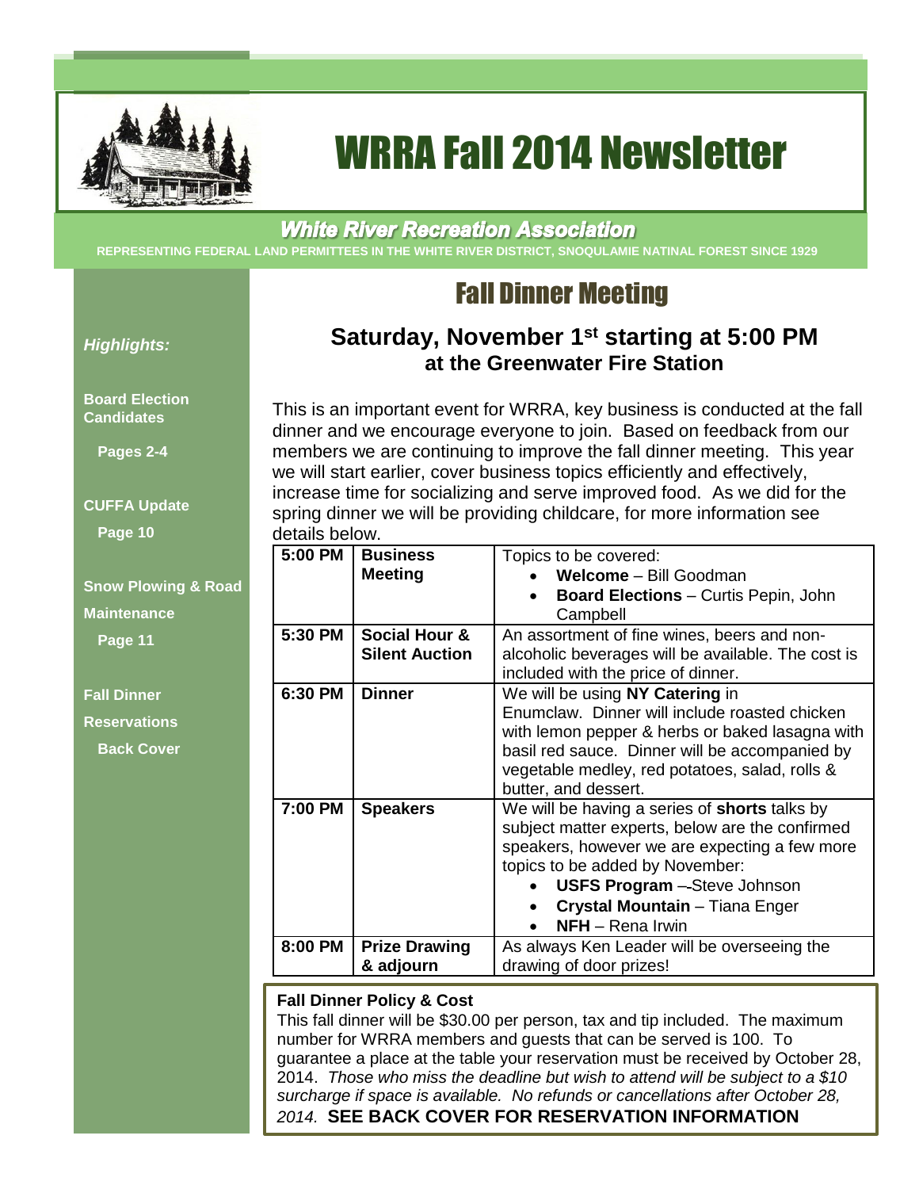# WRRA Fall 2014 Newsletter

***White River Recreation Association***

**REPRESENTING FEDERAL LAND PERMITTEES IN THE WHITE RIVER DISTRICT, SNOQULAMIE NATINAL FOREST SINCE 1929**

*Highlights:*

**Board Election Candidates**
**Pages 2-4**

**CUFFA Update**
**Page 10**

**Snow Plowing & Road Maintenance**
**Page 11**

**Fall Dinner Reservations**
**Back Cover**

## Fall Dinner Meeting

### Saturday, November 1st starting at 5:00 PM
### at the Greenwater Fire Station

This is an important event for WRRA, key business is conducted at the fall dinner and we encourage everyone to join. Based on feedback from our members we are continuing to improve the fall dinner meeting. This year we will start earlier, cover business topics efficiently and effectively, increase time for socializing and serve improved food. As we did for the spring dinner we will be providing childcare, for more information see details below.

| | | |
|---|---|---|
| **5:00 PM** | **Business Meeting** | Topics to be covered: <br>• **Welcome** – Bill Goodman <br>• **Board Elections** – Curtis Pepin, John Campbell |
| **5:30 PM** | **Social Hour & Silent Auction** | An assortment of fine wines, beers and non-alcoholic beverages will be available. The cost is included with the price of dinner. |
| **6:30 PM** | **Dinner** | We will be using **NY Catering** in Enumclaw. Dinner will include roasted chicken with lemon pepper & herbs or baked lasagna with basil red sauce. Dinner will be accompanied by vegetable medley, red potatoes, salad, rolls & butter, and dessert. |
| **7:00 PM** | **Speakers** | We will be having a series of **shorts** talks by subject matter experts, below are the confirmed speakers, however we are expecting a few more topics to be added by November: <br>• **USFS Program** – Steve Johnson <br>• **Crystal Mountain** – Tiana Enger <br>• **NFH** – Rena Irwin |
| **8:00 PM** | **Prize Drawing & adjourn** | As always Ken Leader will be overseeing the drawing of door prizes! |

**Fall Dinner Policy & Cost**

This fall dinner will be $30.00 per person, tax and tip included. The maximum number for WRRA members and guests that can be served is 100. To guarantee a place at the table your reservation must be received by October 28, 2014. *Those who miss the deadline but wish to attend will be subject to a $10 surcharge if space is available. No refunds or cancellations after October 28, 2014.* **SEE BACK COVER FOR RESERVATION INFORMATION**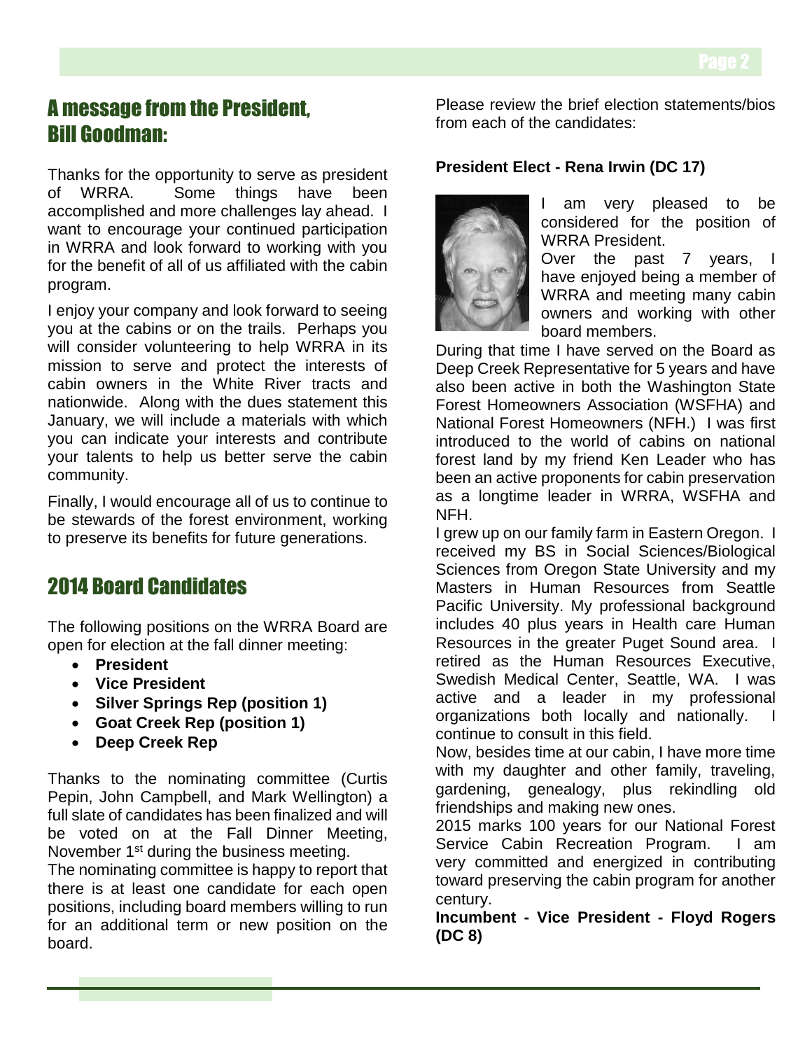## A message from the President, Bill Goodman:

Thanks for the opportunity to serve as president of WRRA. Some things have been accomplished and more challenges lay ahead. I want to encourage your continued participation in WRRA and look forward to working with you for the benefit of all of us affiliated with the cabin program.

I enjoy your company and look forward to seeing you at the cabins or on the trails. Perhaps you will consider volunteering to help WRRA in its mission to serve and protect the interests of cabin owners in the White River tracts and nationwide. Along with the dues statement this January, we will include a materials with which you can indicate your interests and contribute your talents to help us better serve the cabin community.

Finally, I would encourage all of us to continue to be stewards of the forest environment, working to preserve its benefits for future generations.

## 2014 Board Candidates

The following positions on the WRRA Board are open for election at the fall dinner meeting:

- **President**
- **Vice President**
- **Silver Springs Rep (position 1)**
- **Goat Creek Rep (position 1)**
- **Deep Creek Rep**

Thanks to the nominating committee (Curtis Pepin, John Campbell, and Mark Wellington) a full slate of candidates has been finalized and will be voted on at the Fall Dinner Meeting, November 1st during the business meeting.

The nominating committee is happy to report that there is at least one candidate for each open positions, including board members willing to run for an additional term or new position on the board.

Please review the brief election statements/bios from each of the candidates:

**President Elect - Rena Irwin (DC 17)**

I am very pleased to be considered for the position of WRRA President.

Over the past 7 years, I have enjoyed being a member of WRRA and meeting many cabin owners and working with other board members.

During that time I have served on the Board as Deep Creek Representative for 5 years and have also been active in both the Washington State Forest Homeowners Association (WSFHA) and National Forest Homeowners (NFH.) I was first introduced to the world of cabins on national forest land by my friend Ken Leader who has been an active proponents for cabin preservation as a longtime leader in WRRA, WSFHA and NFH.

I grew up on our family farm in Eastern Oregon. I received my BS in Social Sciences/Biological Sciences from Oregon State University and my Masters in Human Resources from Seattle Pacific University. My professional background includes 40 plus years in Health care Human Resources in the greater Puget Sound area. I retired as the Human Resources Executive, Swedish Medical Center, Seattle, WA. I was active and a leader in my professional organizations both locally and nationally. I continue to consult in this field.

Now, besides time at our cabin, I have more time with my daughter and other family, traveling, gardening, genealogy, plus rekindling old friendships and making new ones.

2015 marks 100 years for our National Forest Service Cabin Recreation Program. I am very committed and energized in contributing toward preserving the cabin program for another century.

**Incumbent - Vice President - Floyd Rogers (DC 8)**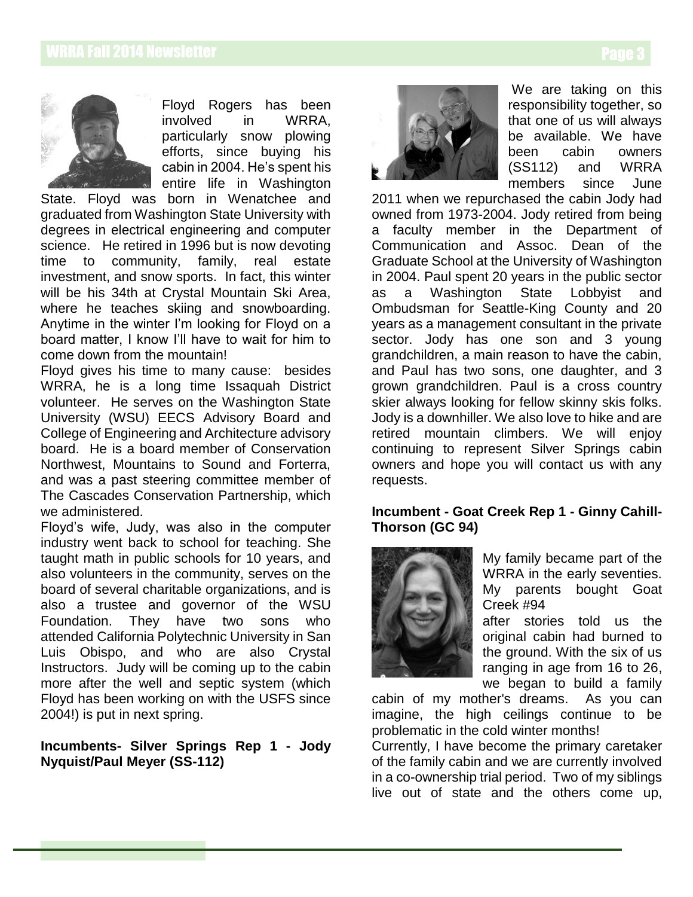Floyd Rogers has been involved in WRRA, particularly snow plowing efforts, since buying his cabin in 2004. He's spent his entire life in Washington State. Floyd was born in Wenatchee and graduated from Washington State University with degrees in electrical engineering and computer science. He retired in 1996 but is now devoting time to community, family, real estate investment, and snow sports. In fact, this winter will be his 34th at Crystal Mountain Ski Area, where he teaches skiing and snowboarding. Anytime in the winter I'm looking for Floyd on a board matter, I know I'll have to wait for him to come down from the mountain!

Floyd gives his time to many cause: besides WRRA, he is a long time Issaquah District volunteer. He serves on the Washington State University (WSU) EECS Advisory Board and College of Engineering and Architecture advisory board. He is a board member of Conservation Northwest, Mountains to Sound and Forterra, and was a past steering committee member of The Cascades Conservation Partnership, which we administered.

Floyd's wife, Judy, was also in the computer industry went back to school for teaching. She taught math in public schools for 10 years, and also volunteers in the community, serves on the board of several charitable organizations, and is also a trustee and governor of the WSU Foundation. They have two sons who attended California Polytechnic University in San Luis Obispo, and who are also Crystal Instructors. Judy will be coming up to the cabin more after the well and septic system (which Floyd has been working on with the USFS since 2004!) is put in next spring.

**Incumbents- Silver Springs Rep 1 - Jody Nyquist/Paul Meyer (SS-112)**

We are taking on this responsibility together, so that one of us will always be available. We have been cabin owners (SS112) and WRRA members since June 2011 when we repurchased the cabin Jody had owned from 1973-2004. Jody retired from being a faculty member in the Department of Communication and Assoc. Dean of the Graduate School at the University of Washington in 2004. Paul spent 20 years in the public sector as a Washington State Lobbyist and Ombudsman for Seattle-King County and 20 years as a management consultant in the private sector. Jody has one son and 3 young grandchildren, a main reason to have the cabin, and Paul has two sons, one daughter, and 3 grown grandchildren. Paul is a cross country skier always looking for fellow skinny skis folks. Jody is a downhiller. We also love to hike and are retired mountain climbers. We will enjoy continuing to represent Silver Springs cabin owners and hope you will contact us with any requests.

**Incumbent - Goat Creek Rep 1 - Ginny Cahill-Thorson (GC 94)**

My family became part of the WRRA in the early seventies. My parents bought Goat Creek #94 after stories told us the original cabin had burned to the ground. With the six of us ranging in age from 16 to 26, we began to build a family cabin of my mother's dreams. As you can imagine, the high ceilings continue to be problematic in the cold winter months!

Currently, I have become the primary caretaker of the family cabin and we are currently involved in a co-ownership trial period. Two of my siblings live out of state and the others come up,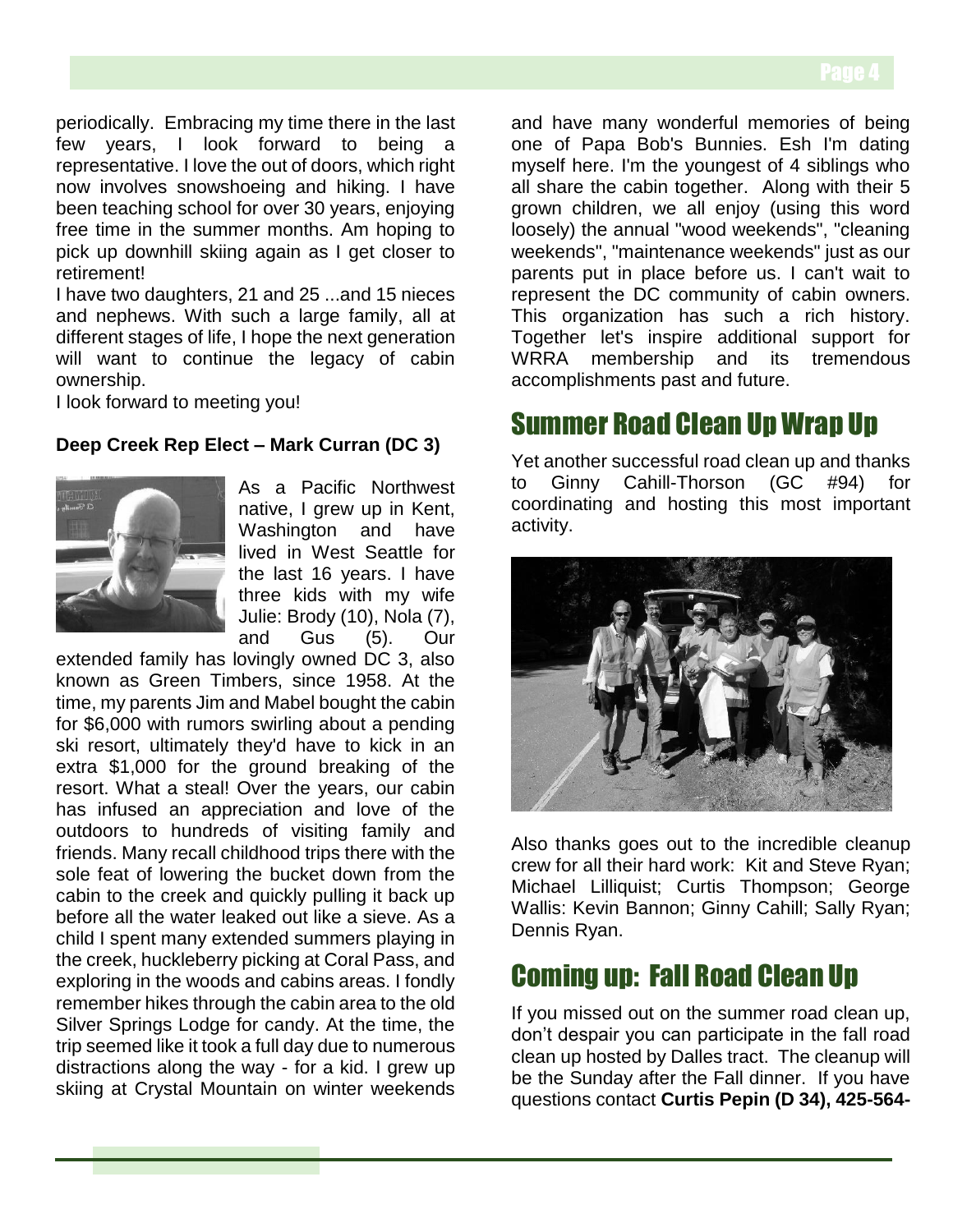periodically. Embracing my time there in the last few years, I look forward to being a representative. I love the out of doors, which right now involves snowshoeing and hiking. I have been teaching school for over 30 years, enjoying free time in the summer months. Am hoping to pick up downhill skiing again as I get closer to retirement!

I have two daughters, 21 and 25 ...and 15 nieces and nephews. With such a large family, all at different stages of life, I hope the next generation will want to continue the legacy of cabin ownership.

I look forward to meeting you!

**Deep Creek Rep Elect – Mark Curran (DC 3)**

As a Pacific Northwest native, I grew up in Kent, Washington and have lived in West Seattle for the last 16 years. I have three kids with my wife Julie: Brody (10), Nola (7), and Gus (5). Our extended family has lovingly owned DC 3, also known as Green Timbers, since 1958. At the time, my parents Jim and Mabel bought the cabin for $6,000 with rumors swirling about a pending ski resort, ultimately they'd have to kick in an extra $1,000 for the ground breaking of the resort. What a steal! Over the years, our cabin has infused an appreciation and love of the outdoors to hundreds of visiting family and friends. Many recall childhood trips there with the sole feat of lowering the bucket down from the cabin to the creek and quickly pulling it back up before all the water leaked out like a sieve. As a child I spent many extended summers playing in the creek, huckleberry picking at Coral Pass, and exploring in the woods and cabins areas. I fondly remember hikes through the cabin area to the old Silver Springs Lodge for candy. At the time, the trip seemed like it took a full day due to numerous distractions along the way - for a kid. I grew up skiing at Crystal Mountain on winter weekends and have many wonderful memories of being one of Papa Bob's Bunnies. Esh I'm dating myself here. I'm the youngest of 4 siblings who all share the cabin together. Along with their 5 grown children, we all enjoy (using this word loosely) the annual "wood weekends", "cleaning weekends", "maintenance weekends" just as our parents put in place before us. I can't wait to represent the DC community of cabin owners. This organization has such a rich history. Together let's inspire additional support for WRRA membership and its tremendous accomplishments past and future.

## Summer Road Clean Up Wrap Up

Yet another successful road clean up and thanks to Ginny Cahill-Thorson (GC #94) for coordinating and hosting this most important activity.

Also thanks goes out to the incredible cleanup crew for all their hard work: Kit and Steve Ryan; Michael Lilliquist; Curtis Thompson; George Wallis: Kevin Bannon; Ginny Cahill; Sally Ryan; Dennis Ryan.

## Coming up: Fall Road Clean Up

If you missed out on the summer road clean up, don't despair you can participate in the fall road clean up hosted by Dalles tract. The cleanup will be the Sunday after the Fall dinner. If you have questions contact **Curtis Pepin (D 34), 425-564-**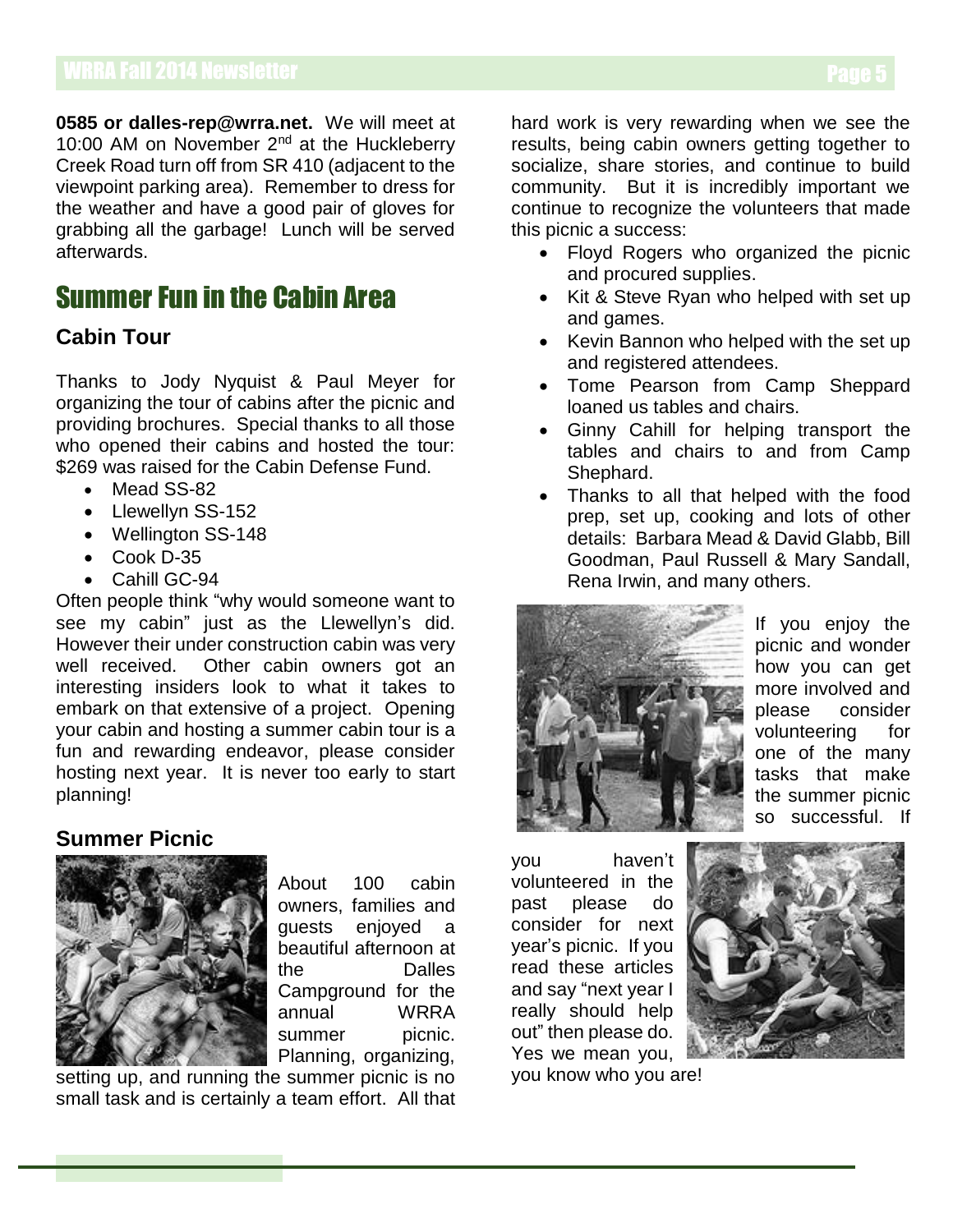0585 or dalles-rep@wrra.net.** We will meet at 10:00 AM on November 2nd at the Huckleberry Creek Road turn off from SR 410 (adjacent to the viewpoint parking area). Remember to dress for the weather and have a good pair of gloves for grabbing all the garbage! Lunch will be served afterwards.

# Summer Fun in the Cabin Area

## Cabin Tour

Thanks to Jody Nyquist & Paul Meyer for organizing the tour of cabins after the picnic and providing brochures. Special thanks to all those who opened their cabins and hosted the tour: $269 was raised for the Cabin Defense Fund.

- Mead SS-82
- Llewellyn SS-152
- Wellington SS-148
- Cook D-35
- Cahill GC-94

Often people think "why would someone want to see my cabin" just as the Llewellyn's did. However their under construction cabin was very well received. Other cabin owners got an interesting insiders look to what it takes to embark on that extensive of a project. Opening your cabin and hosting a summer cabin tour is a fun and rewarding endeavor, please consider hosting next year. It is never too early to start planning!

## Summer Picnic

About 100 cabin owners, families and guests enjoyed a beautiful afternoon at the Dalles Campground for the annual WRRA summer picnic. Planning, organizing, setting up, and running the summer picnic is no small task and is certainly a team effort. All that hard work is very rewarding when we see the results, being cabin owners getting together to socialize, share stories, and continue to build community. But it is incredibly important we continue to recognize the volunteers that made this picnic a success:

- Floyd Rogers who organized the picnic and procured supplies.
- Kit & Steve Ryan who helped with set up and games.
- Kevin Bannon who helped with the set up and registered attendees.
- Tome Pearson from Camp Sheppard loaned us tables and chairs.
- Ginny Cahill for helping transport the tables and chairs to and from Camp Shephard.
- Thanks to all that helped with the food prep, set up, cooking and lots of other details: Barbara Mead & David Glabb, Bill Goodman, Paul Russell & Mary Sandall, Rena Irwin, and many others.

If you enjoy the picnic and wonder how you can get more involved and please consider volunteering for one of the many tasks that make the summer picnic so successful. If you haven't volunteered in the past please do consider for next year's picnic. If you read these articles and say "next year I really should help out" then please do. Yes we mean you, you know who you are!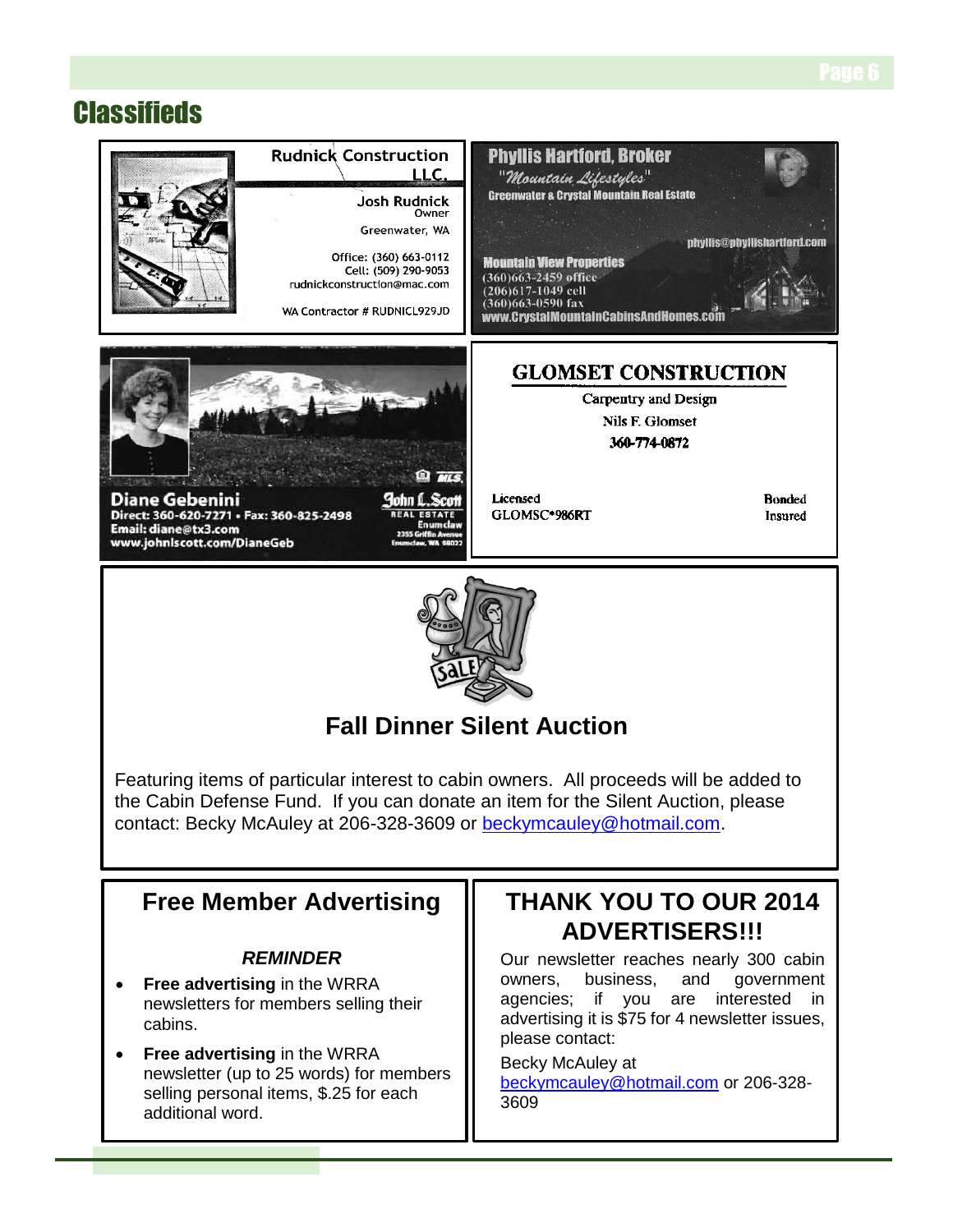# Classifieds

**Rudnick Construction LLC.**

Josh Rudnick
Owner

Greenwater, WA

Office: (360) 663-0112
Cell: (509) 290-9053
rudnickconstruction@mac.com

WA Contractor # RUDNICL929JD

**Phyllis Hartford, Broker**

"Mountain Lifestyles"

Greenwater & Crystal Mountain Real Estate

phyllis@phyllishartford.com

**Mountain View Properties**
(360)663-2459 office
(206)617-1049 cell
(360)663-0590 fax
www.CrystalMountainCabinsAndHomes.com

**Diane Gebenini**
Direct: 360-620-7271 • Fax: 360-825-2498
Email: diane@tx3.com
www.johnlscott.com/DianeGeb

John L. Scott
REAL ESTATE
Enumclaw
2355 Griffin Avenue
Enumclaw, WA 98022

**GLOMSET CONSTRUCTION**

Carpentry and Design
Nils F. Glomset
360-774-0872

Licensed
GLOMSC*986RT

Bonded
Insured

## Fall Dinner Silent Auction

Featuring items of particular interest to cabin owners. All proceeds will be added to the Cabin Defense Fund. If you can donate an item for the Silent Auction, please contact: Becky McAuley at 206-328-3609 or beckymcauley@hotmail.com.

## Free Member Advertising

***REMINDER***

- **Free advertising** in the WRRA newsletters for members selling their cabins.
- **Free advertising** in the WRRA newsletter (up to 25 words) for members selling personal items, $.25 for each additional word.

## THANK YOU TO OUR 2014 ADVERTISERS!!!

Our newsletter reaches nearly 300 cabin owners, business, and government agencies; if you are interested in advertising it is $75 for 4 newsletter issues, please contact:

Becky McAuley at beckymcauley@hotmail.com or 206-328-3609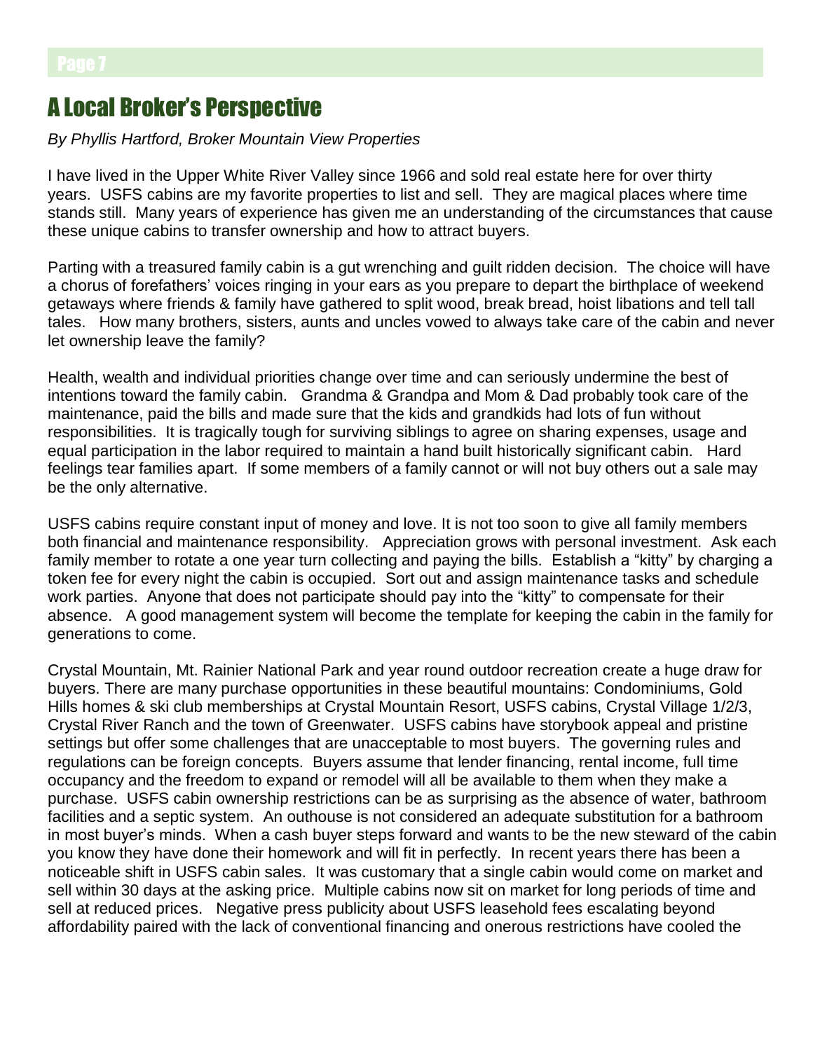## A Local Broker's Perspective

*By Phyllis Hartford, Broker Mountain View Properties*

I have lived in the Upper White River Valley since 1966 and sold real estate here for over thirty years. USFS cabins are my favorite properties to list and sell. They are magical places where time stands still. Many years of experience has given me an understanding of the circumstances that cause these unique cabins to transfer ownership and how to attract buyers.

Parting with a treasured family cabin is a gut wrenching and guilt ridden decision. The choice will have a chorus of forefathers' voices ringing in your ears as you prepare to depart the birthplace of weekend getaways where friends & family have gathered to split wood, break bread, hoist libations and tell tall tales. How many brothers, sisters, aunts and uncles vowed to always take care of the cabin and never let ownership leave the family?

Health, wealth and individual priorities change over time and can seriously undermine the best of intentions toward the family cabin. Grandma & Grandpa and Mom & Dad probably took care of the maintenance, paid the bills and made sure that the kids and grandkids had lots of fun without responsibilities. It is tragically tough for surviving siblings to agree on sharing expenses, usage and equal participation in the labor required to maintain a hand built historically significant cabin. Hard feelings tear families apart. If some members of a family cannot or will not buy others out a sale may be the only alternative.

USFS cabins require constant input of money and love. It is not too soon to give all family members both financial and maintenance responsibility. Appreciation grows with personal investment. Ask each family member to rotate a one year turn collecting and paying the bills. Establish a "kitty" by charging a token fee for every night the cabin is occupied. Sort out and assign maintenance tasks and schedule work parties. Anyone that does not participate should pay into the "kitty" to compensate for their absence. A good management system will become the template for keeping the cabin in the family for generations to come.

Crystal Mountain, Mt. Rainier National Park and year round outdoor recreation create a huge draw for buyers. There are many purchase opportunities in these beautiful mountains: Condominiums, Gold Hills homes & ski club memberships at Crystal Mountain Resort, USFS cabins, Crystal Village 1/2/3, Crystal River Ranch and the town of Greenwater. USFS cabins have storybook appeal and pristine settings but offer some challenges that are unacceptable to most buyers. The governing rules and regulations can be foreign concepts. Buyers assume that lender financing, rental income, full time occupancy and the freedom to expand or remodel will all be available to them when they make a purchase. USFS cabin ownership restrictions can be as surprising as the absence of water, bathroom facilities and a septic system. An outhouse is not considered an adequate substitution for a bathroom in most buyer's minds. When a cash buyer steps forward and wants to be the new steward of the cabin you know they have done their homework and will fit in perfectly. In recent years there has been a noticeable shift in USFS cabin sales. It was customary that a single cabin would come on market and sell within 30 days at the asking price. Multiple cabins now sit on market for long periods of time and sell at reduced prices. Negative press publicity about USFS leasehold fees escalating beyond affordability paired with the lack of conventional financing and onerous restrictions have cooled the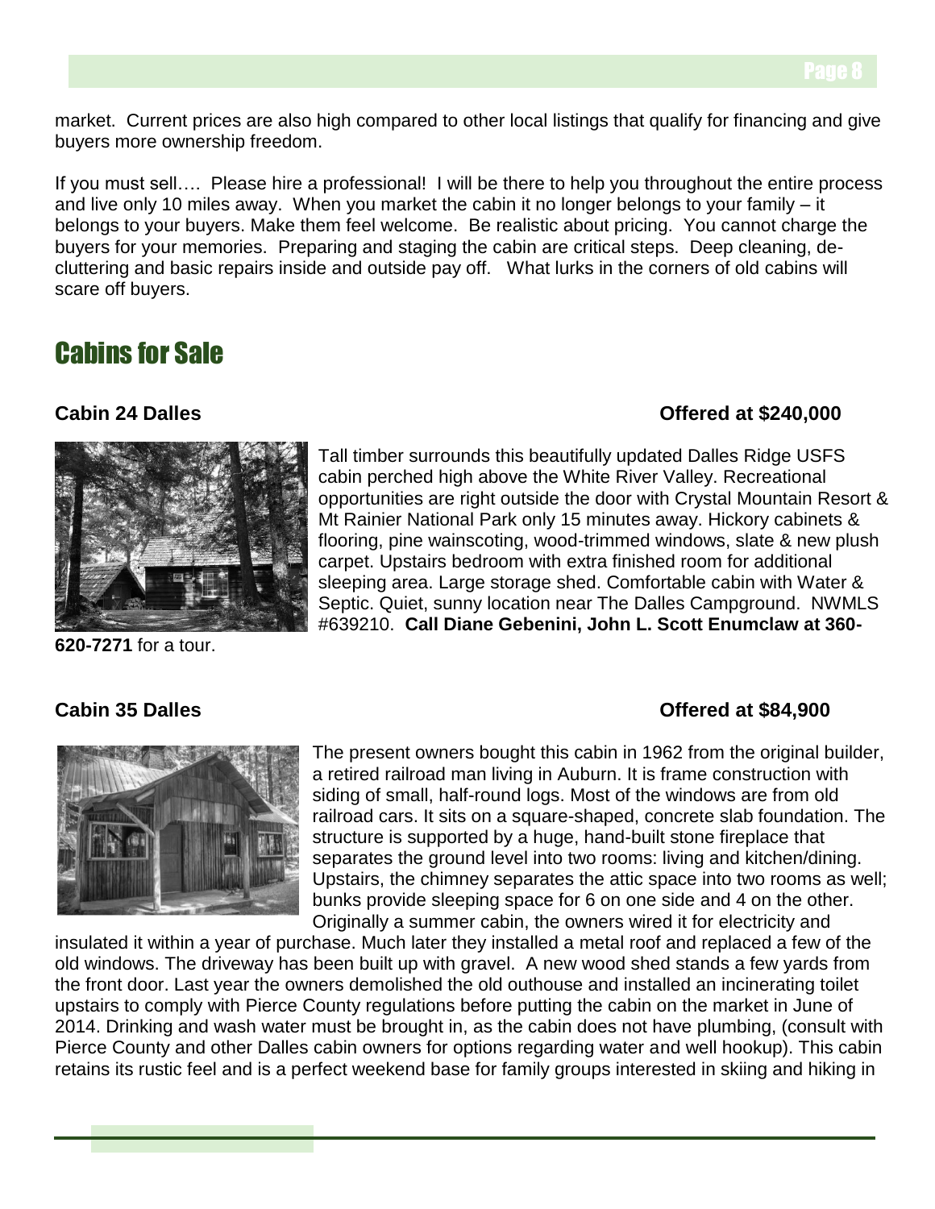market. Current prices are also high compared to other local listings that qualify for financing and give buyers more ownership freedom.

If you must sell…. Please hire a professional! I will be there to help you throughout the entire process and live only 10 miles away. When you market the cabin it no longer belongs to your family – it belongs to your buyers. Make them feel welcome. Be realistic about pricing. You cannot charge the buyers for your memories. Preparing and staging the cabin are critical steps. Deep cleaning, de-cluttering and basic repairs inside and outside pay off. What lurks in the corners of old cabins will scare off buyers.

# Cabins for Sale

### Cabin 24 Dalles — Offered at $240,000

Tall timber surrounds this beautifully updated Dalles Ridge USFS cabin perched high above the White River Valley. Recreational opportunities are right outside the door with Crystal Mountain Resort & Mt Rainier National Park only 15 minutes away. Hickory cabinets & flooring, pine wainscoting, wood-trimmed windows, slate & new plush carpet. Upstairs bedroom with extra finished room for additional sleeping area. Large storage shed. Comfortable cabin with Water & Septic. Quiet, sunny location near The Dalles Campground. NWMLS #639210. **Call Diane Gebenini, John L. Scott Enumclaw at 360-620-7271** for a tour.

### Cabin 35 Dalles — Offered at $84,900

The present owners bought this cabin in 1962 from the original builder, a retired railroad man living in Auburn. It is frame construction with siding of small, half-round logs. Most of the windows are from old railroad cars. It sits on a square-shaped, concrete slab foundation. The structure is supported by a huge, hand-built stone fireplace that separates the ground level into two rooms: living and kitchen/dining. Upstairs, the chimney separates the attic space into two rooms as well; bunks provide sleeping space for 6 on one side and 4 on the other. Originally a summer cabin, the owners wired it for electricity and insulated it within a year of purchase. Much later they installed a metal roof and replaced a few of the old windows. The driveway has been built up with gravel. A new wood shed stands a few yards from the front door. Last year the owners demolished the old outhouse and installed an incinerating toilet upstairs to comply with Pierce County regulations before putting the cabin on the market in June of 2014. Drinking and wash water must be brought in, as the cabin does not have plumbing, (consult with Pierce County and other Dalles cabin owners for options regarding water and well hookup). This cabin retains its rustic feel and is a perfect weekend base for family groups interested in skiing and hiking in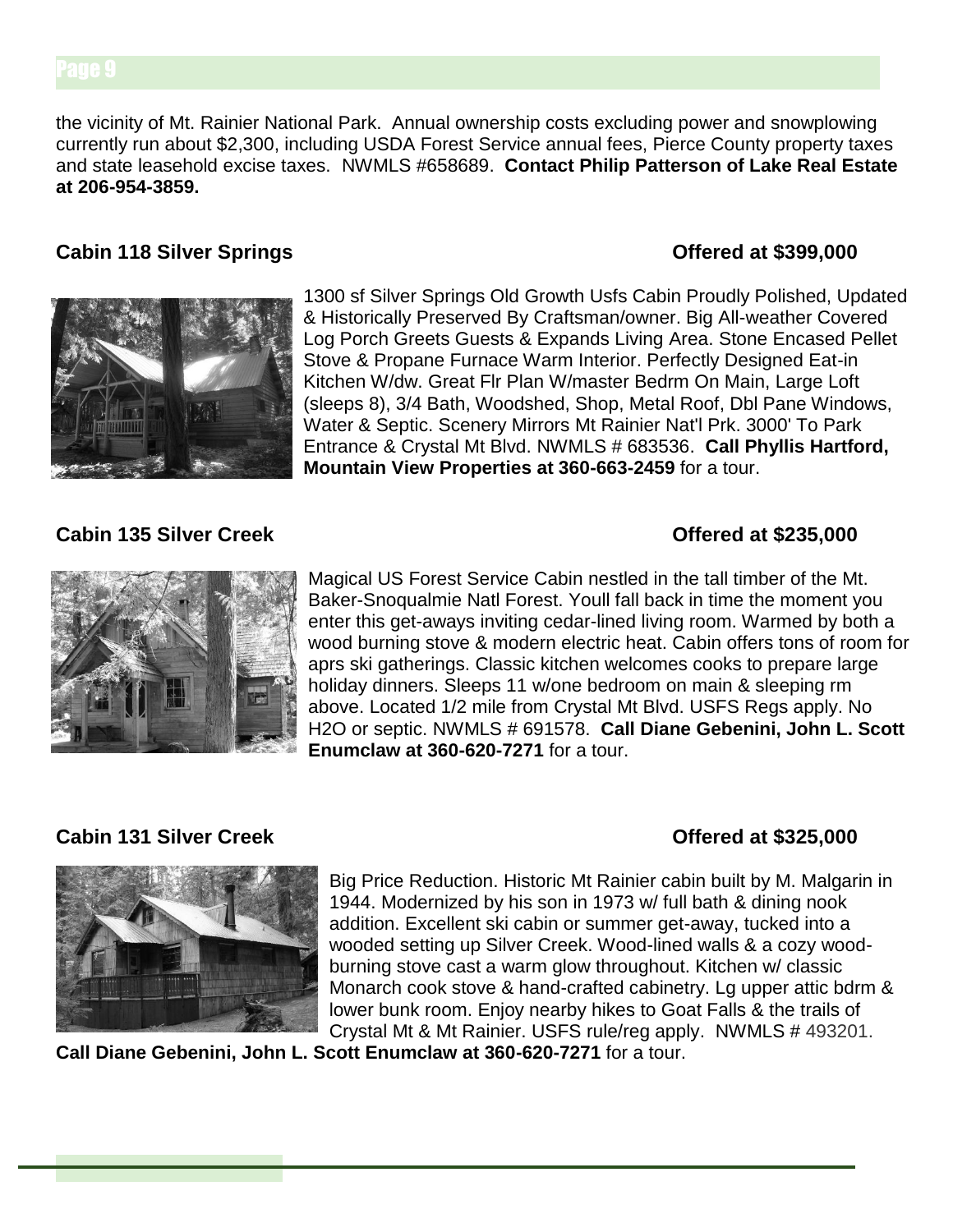the vicinity of Mt. Rainier National Park. Annual ownership costs excluding power and snowplowing currently run about $2,300, including USDA Forest Service annual fees, Pierce County property taxes and state leasehold excise taxes. NWMLS #658689. **Contact Philip Patterson of Lake Real Estate at 206-954-3859.**

### Cabin 118 Silver Springs — Offered at $399,000

1300 sf Silver Springs Old Growth Usfs Cabin Proudly Polished, Updated & Historically Preserved By Craftsman/owner. Big All-weather Covered Log Porch Greets Guests & Expands Living Area. Stone Encased Pellet Stove & Propane Furnace Warm Interior. Perfectly Designed Eat-in Kitchen W/dw. Great Flr Plan W/master Bedrm On Main, Large Loft (sleeps 8), 3/4 Bath, Woodshed, Shop, Metal Roof, Dbl Pane Windows, Water & Septic. Scenery Mirrors Mt Rainier Nat'l Prk. 3000' To Park Entrance & Crystal Mt Blvd. NWMLS # 683536. **Call Phyllis Hartford, Mountain View Properties at 360-663-2459** for a tour.

### Cabin 135 Silver Creek — Offered at $235,000

Magical US Forest Service Cabin nestled in the tall timber of the Mt. Baker-Snoqualmie Natl Forest. Youll fall back in time the moment you enter this get-aways inviting cedar-lined living room. Warmed by both a wood burning stove & modern electric heat. Cabin offers tons of room for aprs ski gatherings. Classic kitchen welcomes cooks to prepare large holiday dinners. Sleeps 11 w/one bedroom on main & sleeping rm above. Located 1/2 mile from Crystal Mt Blvd. USFS Regs apply. No H2O or septic. NWMLS # 691578. **Call Diane Gebenini, John L. Scott Enumclaw at 360-620-7271** for a tour.

### Cabin 131 Silver Creek — Offered at $325,000

Big Price Reduction. Historic Mt Rainier cabin built by M. Malgarin in 1944. Modernized by his son in 1973 w/ full bath & dining nook addition. Excellent ski cabin or summer get-away, tucked into a wooded setting up Silver Creek. Wood-lined walls & a cozy wood-burning stove cast a warm glow throughout. Kitchen w/ classic Monarch cook stove & hand-crafted cabinetry. Lg upper attic bdrm & lower bunk room. Enjoy nearby hikes to Goat Falls & the trails of Crystal Mt & Mt Rainier. USFS rule/reg apply. NWMLS # 493201. **Call Diane Gebenini, John L. Scott Enumclaw at 360-620-7271** for a tour.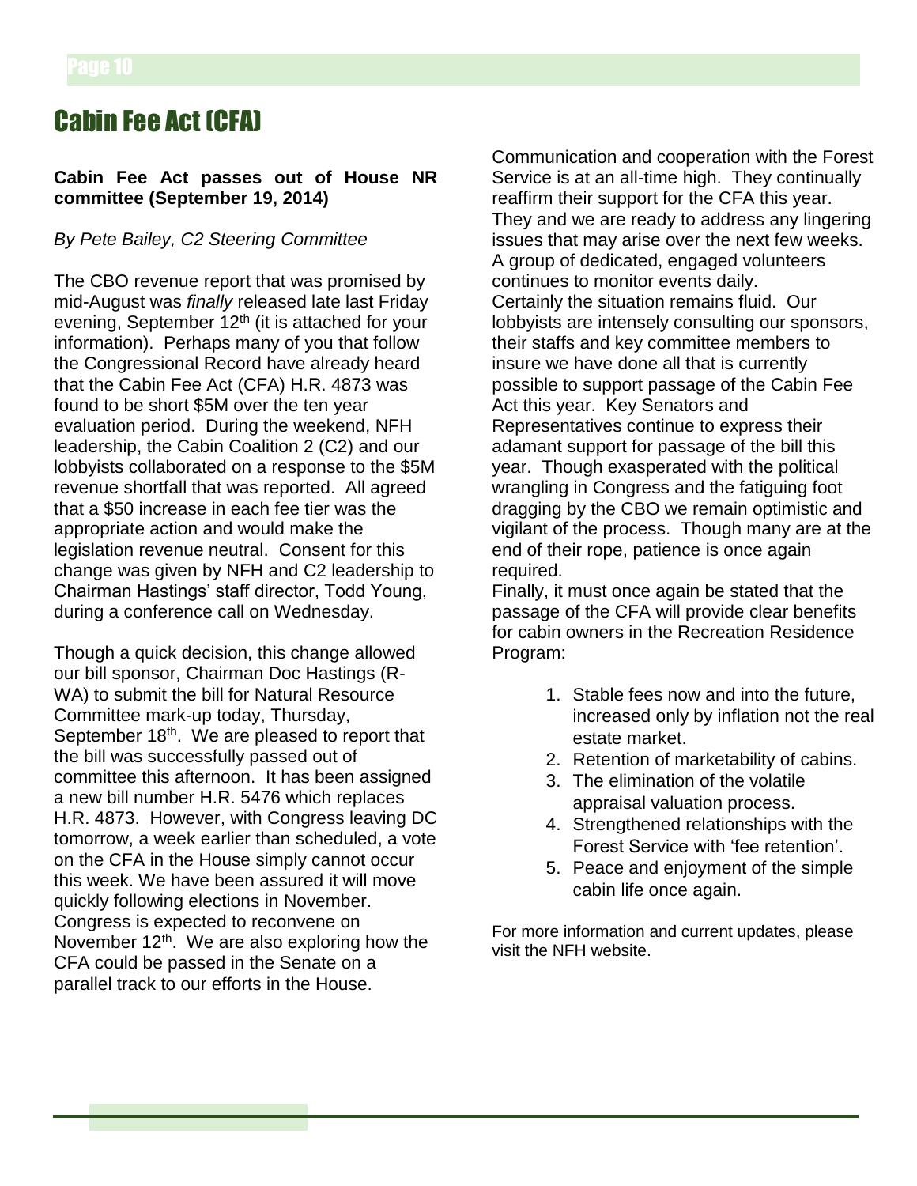# Cabin Fee Act (CFA)

**Cabin Fee Act passes out of House NR committee (September 19, 2014)**

*By Pete Bailey, C2 Steering Committee*

The CBO revenue report that was promised by mid-August was *finally* released late last Friday evening, September 12th (it is attached for your information). Perhaps many of you that follow the Congressional Record have already heard that the Cabin Fee Act (CFA) H.R. 4873 was found to be short $5M over the ten year evaluation period. During the weekend, NFH leadership, the Cabin Coalition 2 (C2) and our lobbyists collaborated on a response to the $5M revenue shortfall that was reported. All agreed that a $50 increase in each fee tier was the appropriate action and would make the legislation revenue neutral. Consent for this change was given by NFH and C2 leadership to Chairman Hastings' staff director, Todd Young, during a conference call on Wednesday.

Though a quick decision, this change allowed our bill sponsor, Chairman Doc Hastings (R-WA) to submit the bill for Natural Resource Committee mark-up today, Thursday, September 18th. We are pleased to report that the bill was successfully passed out of committee this afternoon. It has been assigned a new bill number H.R. 5476 which replaces H.R. 4873. However, with Congress leaving DC tomorrow, a week earlier than scheduled, a vote on the CFA in the House simply cannot occur this week. We have been assured it will move quickly following elections in November. Congress is expected to reconvene on November 12th. We are also exploring how the CFA could be passed in the Senate on a parallel track to our efforts in the House.

Communication and cooperation with the Forest Service is at an all-time high. They continually reaffirm their support for the CFA this year. They and we are ready to address any lingering issues that may arise over the next few weeks. A group of dedicated, engaged volunteers continues to monitor events daily.

Certainly the situation remains fluid. Our lobbyists are intensely consulting our sponsors, their staffs and key committee members to insure we have done all that is currently possible to support passage of the Cabin Fee Act this year. Key Senators and Representatives continue to express their adamant support for passage of the bill this year. Though exasperated with the political wrangling in Congress and the fatiguing foot dragging by the CBO we remain optimistic and vigilant of the process. Though many are at the end of their rope, patience is once again required.

Finally, it must once again be stated that the passage of the CFA will provide clear benefits for cabin owners in the Recreation Residence Program:

1. Stable fees now and into the future, increased only by inflation not the real estate market.
2. Retention of marketability of cabins.
3. The elimination of the volatile appraisal valuation process.
4. Strengthened relationships with the Forest Service with 'fee retention'.
5. Peace and enjoyment of the simple cabin life once again.

For more information and current updates, please visit the NFH website.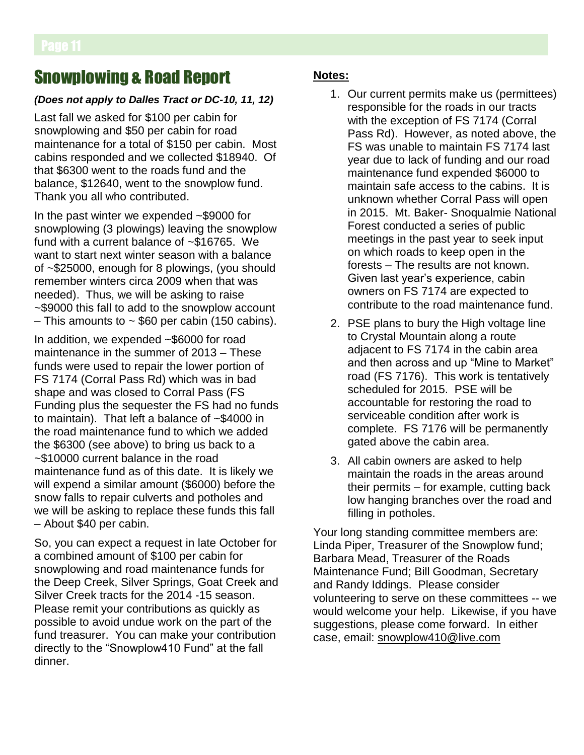# Snowplowing & Road Report

***(Does not apply to Dalles Tract or DC-10, 11, 12)***

Last fall we asked for $100 per cabin for snowplowing and $50 per cabin for road maintenance for a total of $150 per cabin. Most cabins responded and we collected $18940. Of that $6300 went to the roads fund and the balance, $12640, went to the snowplow fund. Thank you all who contributed.

In the past winter we expended ~$9000 for snowplowing (3 plowings) leaving the snowplow fund with a current balance of ~$16765. We want to start next winter season with a balance of ~$25000, enough for 8 plowings, (you should remember winters circa 2009 when that was needed). Thus, we will be asking to raise ~$9000 this fall to add to the snowplow account – This amounts to ~ $60 per cabin (150 cabins).

In addition, we expended ~$6000 for road maintenance in the summer of 2013 – These funds were used to repair the lower portion of FS 7174 (Corral Pass Rd) which was in bad shape and was closed to Corral Pass (FS Funding plus the sequester the FS had no funds to maintain). That left a balance of ~$4000 in the road maintenance fund to which we added the $6300 (see above) to bring us back to a ~$10000 current balance in the road maintenance fund as of this date. It is likely we will expend a similar amount ($6000) before the snow falls to repair culverts and potholes and we will be asking to replace these funds this fall – About $40 per cabin.

So, you can expect a request in late October for a combined amount of $100 per cabin for snowplowing and road maintenance funds for the Deep Creek, Silver Springs, Goat Creek and Silver Creek tracts for the 2014 -15 season. Please remit your contributions as quickly as possible to avoid undue work on the part of the fund treasurer. You can make your contribution directly to the "Snowplow410 Fund" at the fall dinner.

**Notes:**

1. Our current permits make us (permittees) responsible for the roads in our tracts with the exception of FS 7174 (Corral Pass Rd). However, as noted above, the FS was unable to maintain FS 7174 last year due to lack of funding and our road maintenance fund expended $6000 to maintain safe access to the cabins. It is unknown whether Corral Pass will open in 2015. Mt. Baker- Snoqualmie National Forest conducted a series of public meetings in the past year to seek input on which roads to keep open in the forests – The results are not known. Given last year's experience, cabin owners on FS 7174 are expected to contribute to the road maintenance fund.
2. PSE plans to bury the High voltage line to Crystal Mountain along a route adjacent to FS 7174 in the cabin area and then across and up "Mine to Market" road (FS 7176). This work is tentatively scheduled for 2015. PSE will be accountable for restoring the road to serviceable condition after work is complete. FS 7176 will be permanently gated above the cabin area.
3. All cabin owners are asked to help maintain the roads in the areas around their permits – for example, cutting back low hanging branches over the road and filling in potholes.

Your long standing committee members are: Linda Piper, Treasurer of the Snowplow fund; Barbara Mead, Treasurer of the Roads Maintenance Fund; Bill Goodman, Secretary and Randy Iddings. Please consider volunteering to serve on these committees -- we would welcome your help. Likewise, if you have suggestions, please come forward. In either case, email: snowplow410@live.com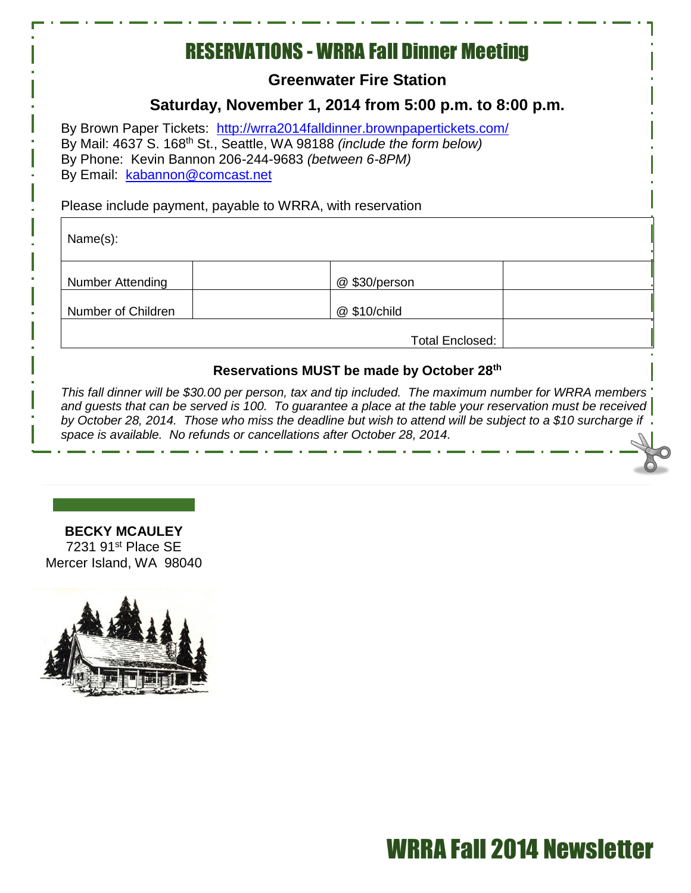# RESERVATIONS - WRRA Fall Dinner Meeting

**Greenwater Fire Station**

**Saturday, November 1, 2014 from 5:00 p.m. to 8:00 p.m.**

By Brown Paper Tickets: http://wrra2014falldinner.brownpapertickets.com/
By Mail: 4637 S. 168th St., Seattle, WA 98188 *(include the form below)*
By Phone: Kevin Bannon 206-244-9683 *(between 6-8PM)*
By Email: kabannon@comcast.net

Please include payment, payable to WRRA, with reservation

| | | | |
|---|---|---|---|
| Name(s): | | | |
| Number Attending | | @ $30/person | |
| Number of Children | | @ $10/child | |
| | | Total Enclosed: | |

**Reservations MUST be made by October 28th**

*This fall dinner will be $30.00 per person, tax and tip included. The maximum number for WRRA members and guests that can be served is 100. To guarantee a place at the table your reservation must be received by October 28, 2014. Those who miss the deadline but wish to attend will be subject to a $10 surcharge if space is available. No refunds or cancellations after October 28, 2014.*

**BECKY MCAULEY**
7231 91st Place SE
Mercer Island, WA 98040